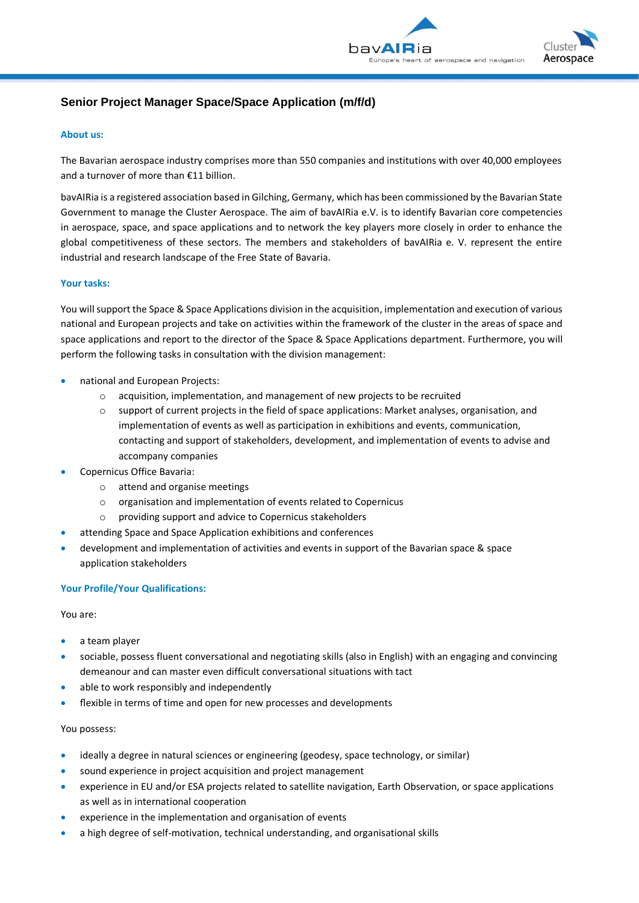# Senior Project Manager Space/Space Application (m/f/d)

## About us:

The Bavarian aerospace industry comprises more than 550 companies and institutions with over 40,000 employees and a turnover of more than €11 billion.

bavAIRia is a registered association based in Gilching, Germany, which has been commissioned by the Bavarian State Government to manage the Cluster Aerospace. The aim of bavAIRia e.V. is to identify Bavarian core competencies in aerospace, space, and space applications and to network the key players more closely in order to enhance the global competitiveness of these sectors. The members and stakeholders of bavAIRia e. V. represent the entire industrial and research landscape of the Free State of Bavaria.

## Your tasks:

You will support the Space & Space Applications division in the acquisition, implementation and execution of various national and European projects and take on activities within the framework of the cluster in the areas of space and space applications and report to the director of the Space & Space Applications department. Furthermore, you will perform the following tasks in consultation with the division management:

- national and European Projects:
  - acquisition, implementation, and management of new projects to be recruited
  - support of current projects in the field of space applications: Market analyses, organisation, and implementation of events as well as participation in exhibitions and events, communication, contacting and support of stakeholders, development, and implementation of events to advise and accompany companies
- Copernicus Office Bavaria:
  - attend and organise meetings
  - organisation and implementation of events related to Copernicus
  - providing support and advice to Copernicus stakeholders
- attending Space and Space Application exhibitions and conferences
- development and implementation of activities and events in support of the Bavarian space & space application stakeholders

## Your Profile/Your Qualifications:

You are:

- a team player
- sociable, possess fluent conversational and negotiating skills (also in English) with an engaging and convincing demeanour and can master even difficult conversational situations with tact
- able to work responsibly and independently
- flexible in terms of time and open for new processes and developments

You possess:

- ideally a degree in natural sciences or engineering (geodesy, space technology, or similar)
- sound experience in project acquisition and project management
- experience in EU and/or ESA projects related to satellite navigation, Earth Observation, or space applications as well as in international cooperation
- experience in the implementation and organisation of events
- a high degree of self-motivation, technical understanding, and organisational skills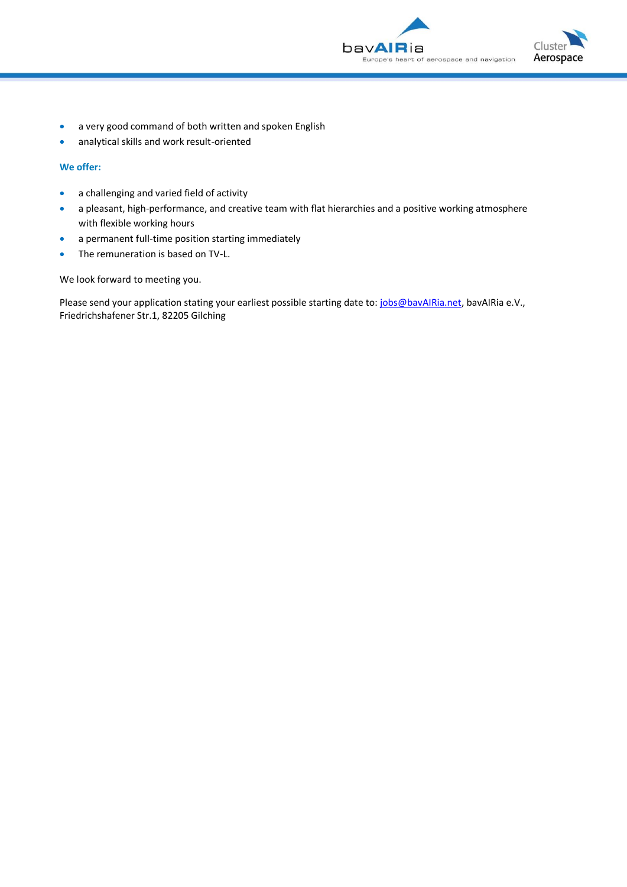- a very good command of both written and spoken English
- analytical skills and work result-oriented

**We offer:**

- a challenging and varied field of activity
- a pleasant, high-performance, and creative team with flat hierarchies and a positive working atmosphere with flexible working hours
- a permanent full-time position starting immediately
- The remuneration is based on TV-L.

We look forward to meeting you.

Please send your application stating your earliest possible starting date to: jobs@bavAIRia.net, bavAIRia e.V., Friedrichshafener Str.1, 82205 Gilching